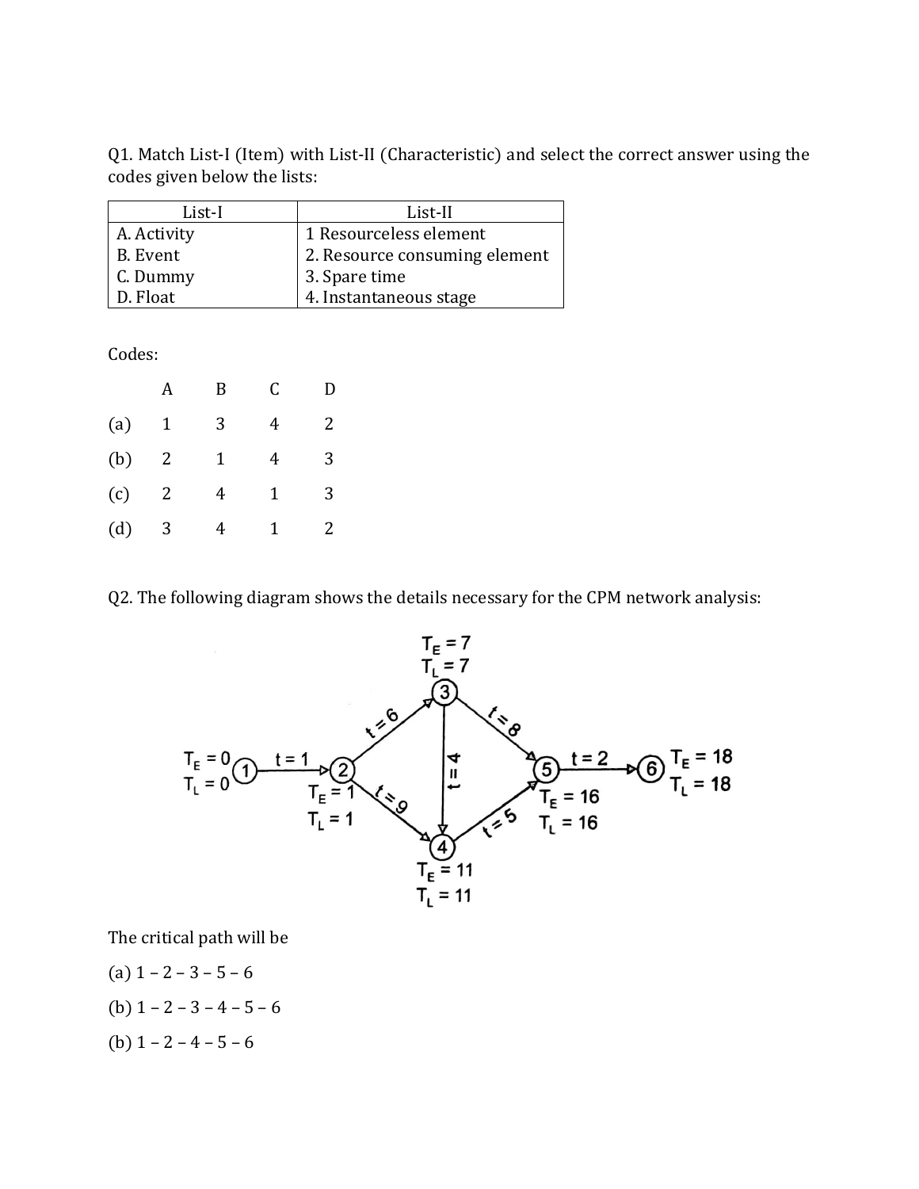Q1. Match List-I (Item) with List-II (Characteristic) and select the correct answer using the codes given below the lists:

| List-I | List-II |
|---|---|
| A. Activity | 1 Resourceless element |
| B. Event | 2. Resource consuming element |
| C. Dummy | 3. Spare time |
| D. Float | 4. Instantaneous stage |

Codes:

| | A | B | C | D |
|---|---|---|---|---|
| (a) | 1 | 3 | 4 | 2 |
| (b) | 2 | 1 | 4 | 3 |
| (c) | 2 | 4 | 1 | 3 |
| (d) | 3 | 4 | 1 | 2 |

Q2. The following diagram shows the details necessary for the CPM network analysis:

The critical path will be

(a) 1 – 2 – 3 – 5 – 6

(b) 1 – 2 – 3 – 4 – 5 – 6

(b) 1 – 2 – 4 – 5 – 6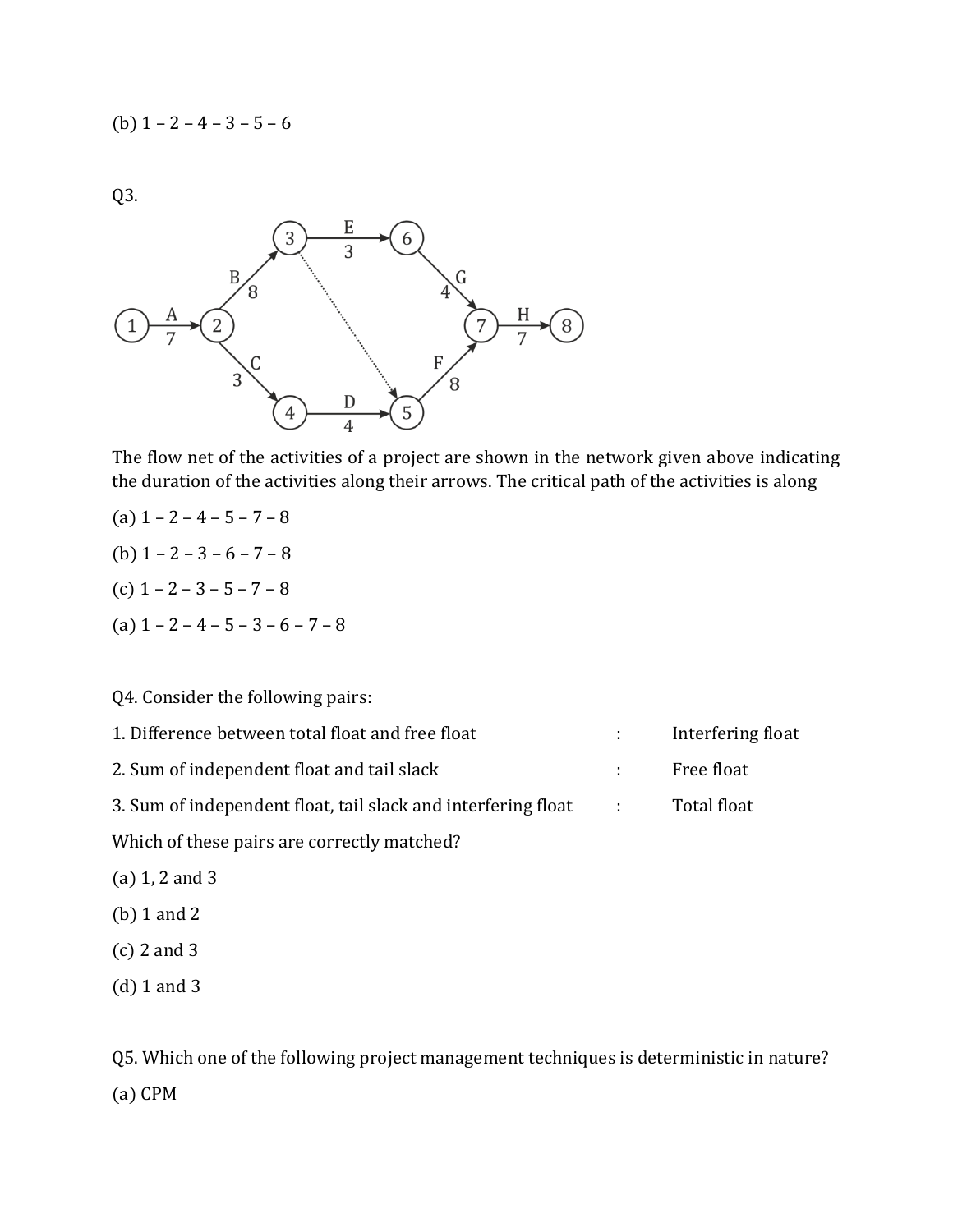(b) 1 – 2 – 4 – 3 – 5 – 6

Q3.

The flow net of the activities of a project are shown in the network given above indicating the duration of the activities along their arrows. The critical path of the activities is along

(a) 1 – 2 – 4 – 5 – 7 – 8

(b) 1 – 2 – 3 – 6 – 7 – 8

(c) 1 – 2 – 3 – 5 – 7 – 8

(a) 1 – 2 – 4 – 5 – 3 – 6 – 7 – 8

Q4. Consider the following pairs:

| | | |
|---|---|---|
| 1. Difference between total float and free float | : | Interfering float |
| 2. Sum of independent float and tail slack | : | Free float |
| 3. Sum of independent float, tail slack and interfering float | : | Total float |

Which of these pairs are correctly matched?

(a) 1, 2 and 3

(b) 1 and 2

(c) 2 and 3

(d) 1 and 3

Q5. Which one of the following project management techniques is deterministic in nature?

(a) CPM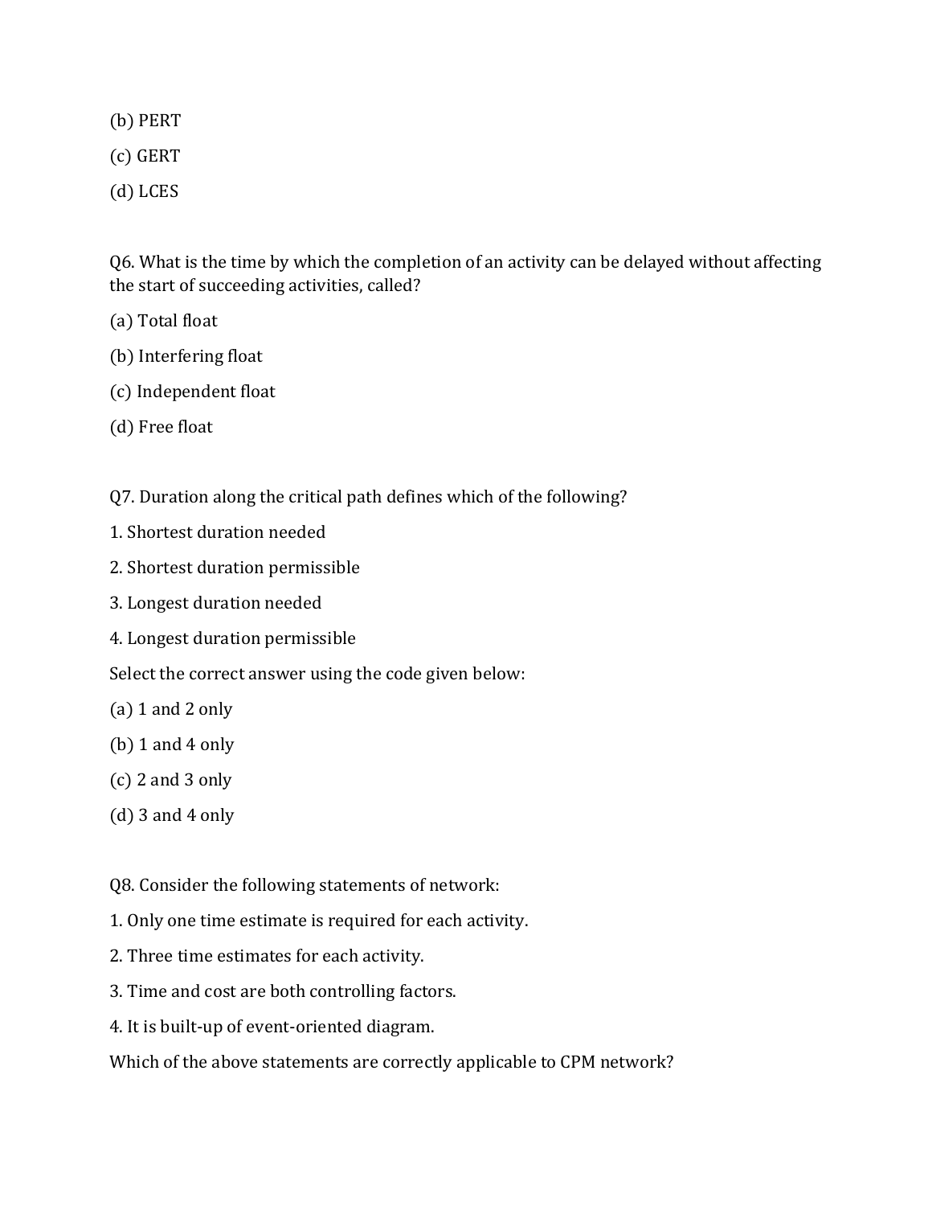(b) PERT

(c) GERT

(d) LCES

Q6. What is the time by which the completion of an activity can be delayed without affecting the start of succeeding activities, called?

(a) Total float

(b) Interfering float

(c) Independent float

(d) Free float

Q7. Duration along the critical path defines which of the following?

1. Shortest duration needed

2. Shortest duration permissible

3. Longest duration needed

4. Longest duration permissible

Select the correct answer using the code given below:

(a) 1 and 2 only

(b) 1 and 4 only

(c) 2 and 3 only

(d) 3 and 4 only

Q8. Consider the following statements of network:

1. Only one time estimate is required for each activity.

2. Three time estimates for each activity.

3. Time and cost are both controlling factors.

4. It is built-up of event-oriented diagram.

Which of the above statements are correctly applicable to CPM network?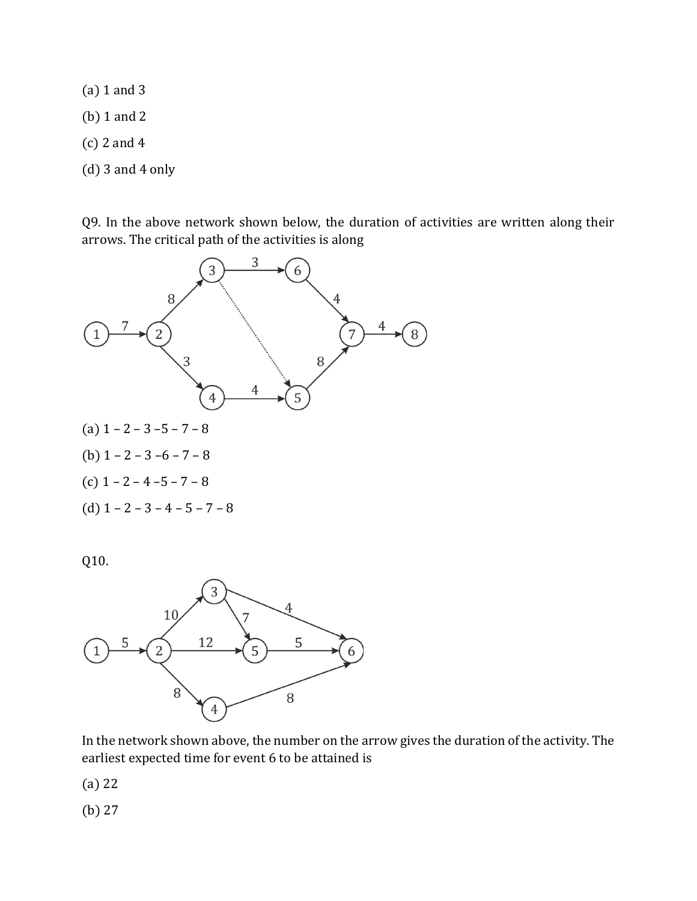(a) 1 and 3

(b) 1 and 2

(c) 2 and 4

(d) 3 and 4 only

Q9. In the above network shown below, the duration of activities are written along their arrows. The critical path of the activities is along

(a) 1 – 2 – 3 –5 – 7 – 8

(b) 1 – 2 – 3 –6 – 7 – 8

(c) 1 – 2 – 4 –5 – 7 – 8

(d) 1 – 2 – 3 – 4 – 5 – 7 – 8

Q10.

In the network shown above, the number on the arrow gives the duration of the activity. The earliest expected time for event 6 to be attained is

(a) 22

(b) 27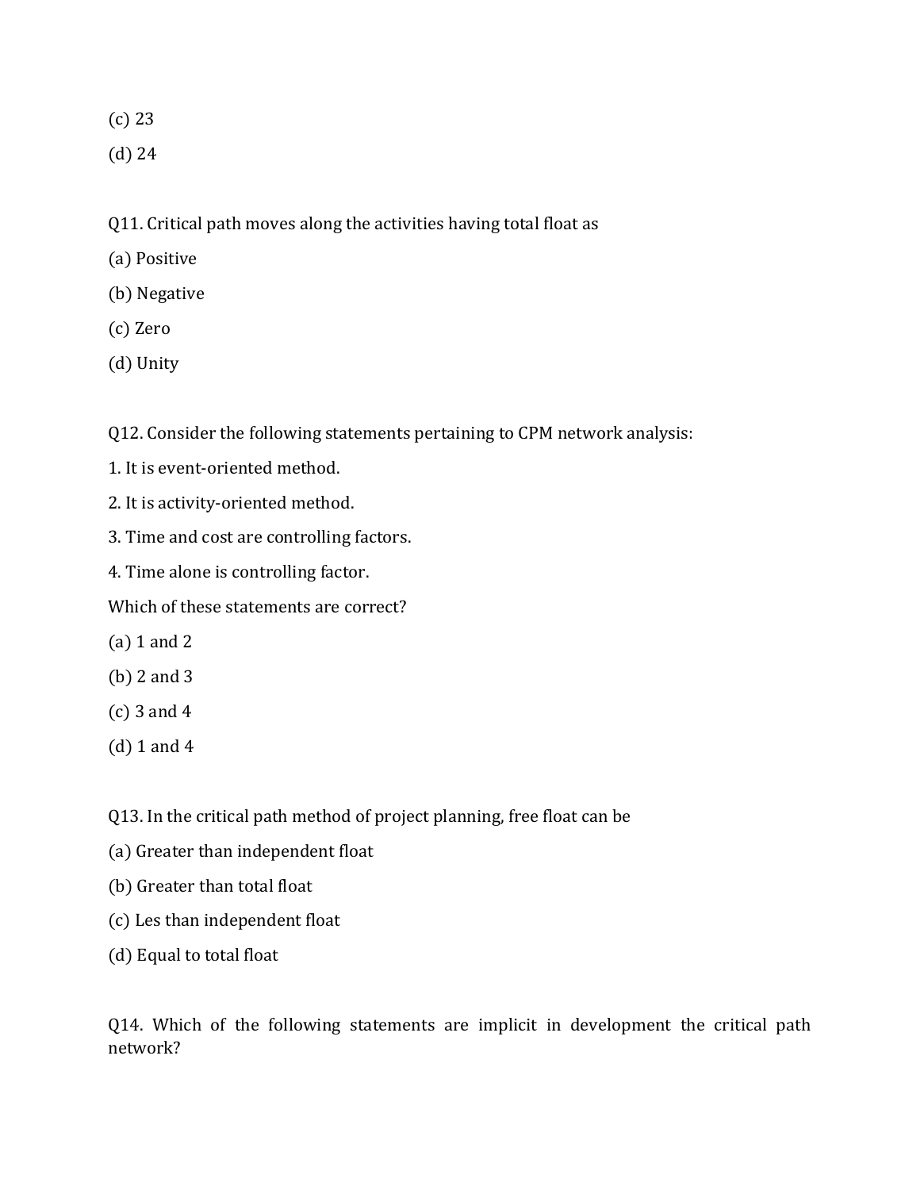(c) 23

(d) 24

Q11. Critical path moves along the activities having total float as

(a) Positive

(b) Negative

(c) Zero

(d) Unity

Q12. Consider the following statements pertaining to CPM network analysis:

1. It is event-oriented method.

2. It is activity-oriented method.

3. Time and cost are controlling factors.

4. Time alone is controlling factor.

Which of these statements are correct?

(a) 1 and 2

(b) 2 and 3

(c) 3 and 4

(d) 1 and 4

Q13. In the critical path method of project planning, free float can be

(a) Greater than independent float

(b) Greater than total float

(c) Les than independent float

(d) Equal to total float

Q14. Which of the following statements are implicit in development the critical path network?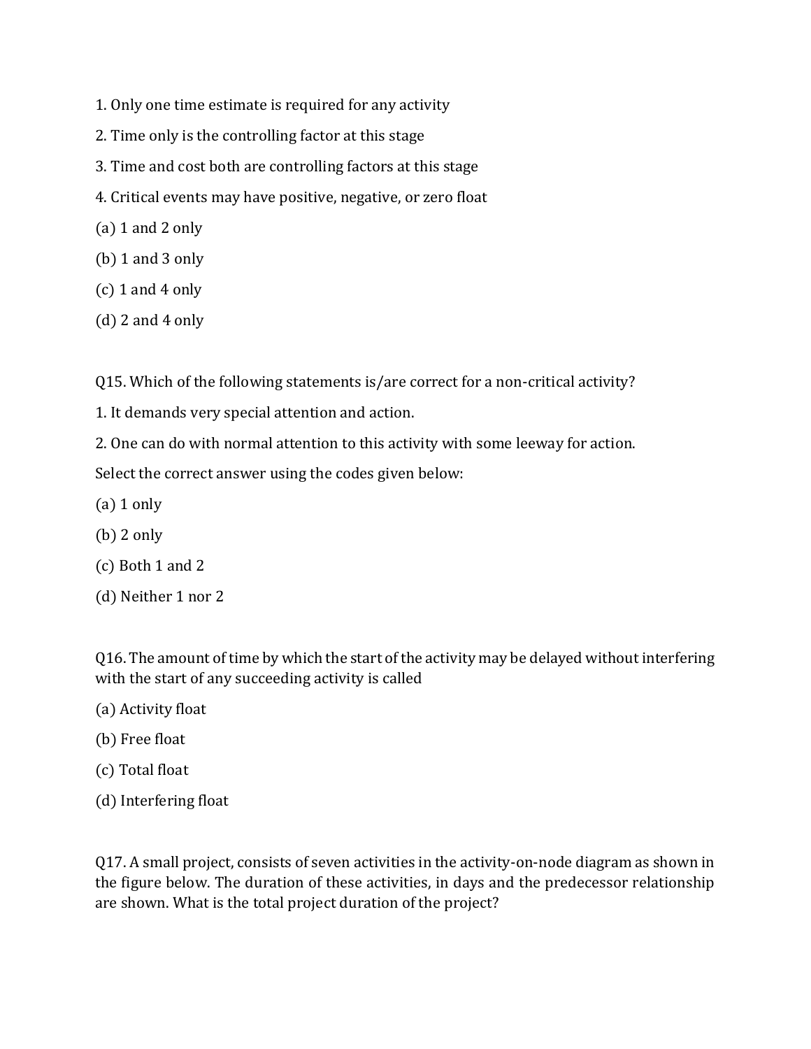1. Only one time estimate is required for any activity

2. Time only is the controlling factor at this stage

3. Time and cost both are controlling factors at this stage

4. Critical events may have positive, negative, or zero float

(a) 1 and 2 only

(b) 1 and 3 only

(c) 1 and 4 only

(d) 2 and 4 only

Q15. Which of the following statements is/are correct for a non-critical activity?

1. It demands very special attention and action.

2. One can do with normal attention to this activity with some leeway for action.

Select the correct answer using the codes given below:

(a) 1 only

(b) 2 only

(c) Both 1 and 2

(d) Neither 1 nor 2

Q16. The amount of time by which the start of the activity may be delayed without interfering with the start of any succeeding activity is called

(a) Activity float

(b) Free float

(c) Total float

(d) Interfering float

Q17. A small project, consists of seven activities in the activity-on-node diagram as shown in the figure below. The duration of these activities, in days and the predecessor relationship are shown. What is the total project duration of the project?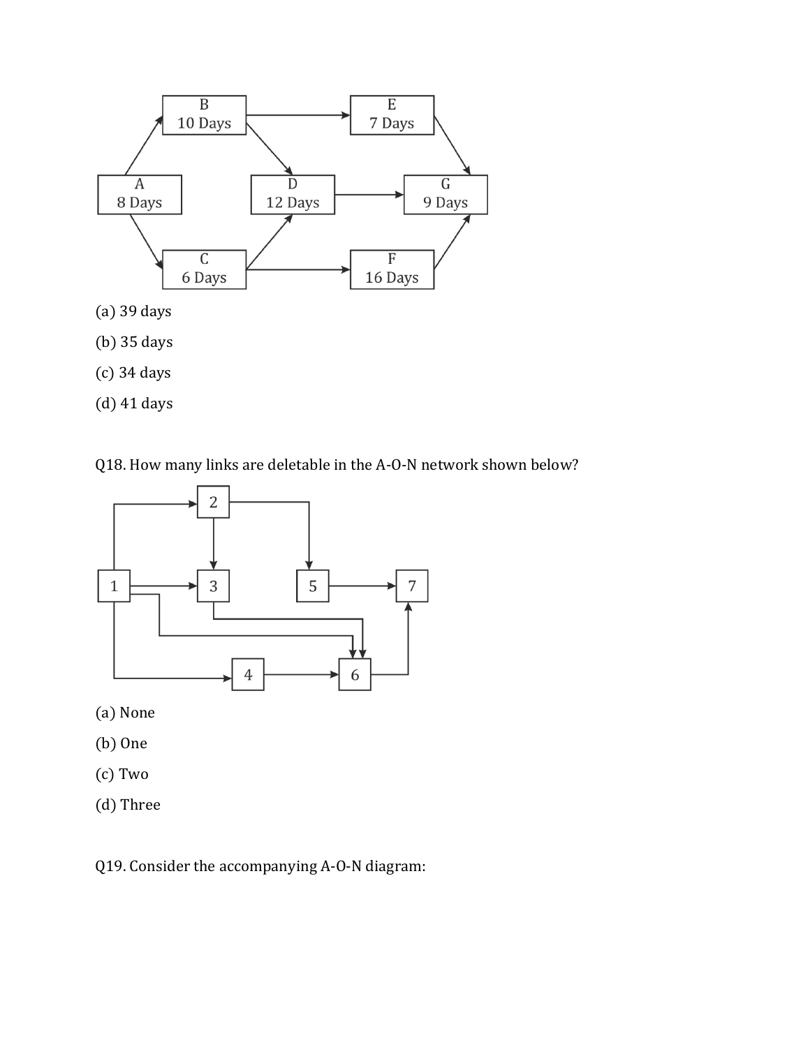(a) 39 days

(b) 35 days

(c) 34 days

(d) 41 days

Q18. How many links are deletable in the A-O-N network shown below?

(a) None

(b) One

(c) Two

(d) Three

Q19. Consider the accompanying A-O-N diagram: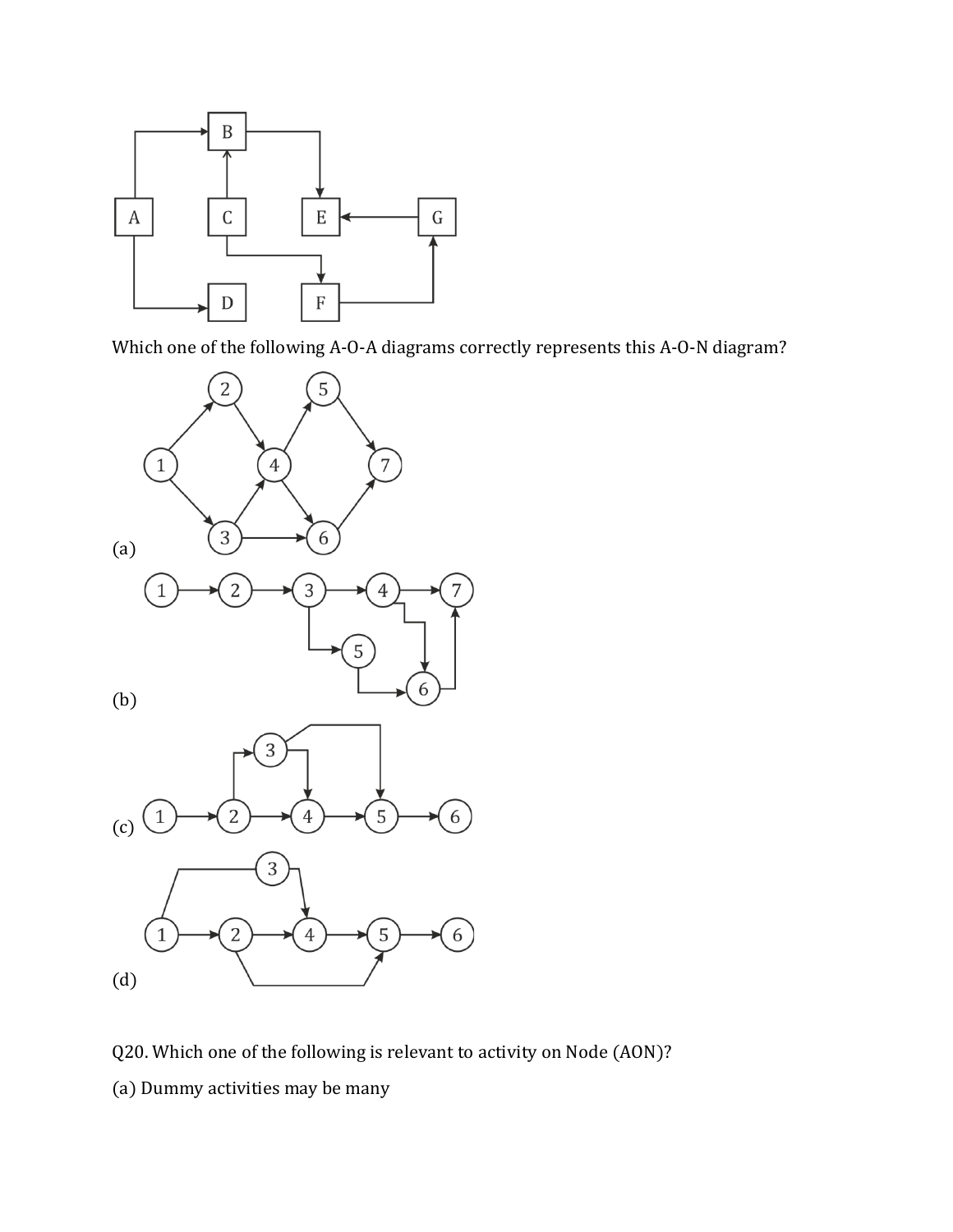Which one of the following A-O-A diagrams correctly represents this A-O-N diagram?

(a)

(b)

(c)

(d)

Q20. Which one of the following is relevant to activity on Node (AON)?

(a) Dummy activities may be many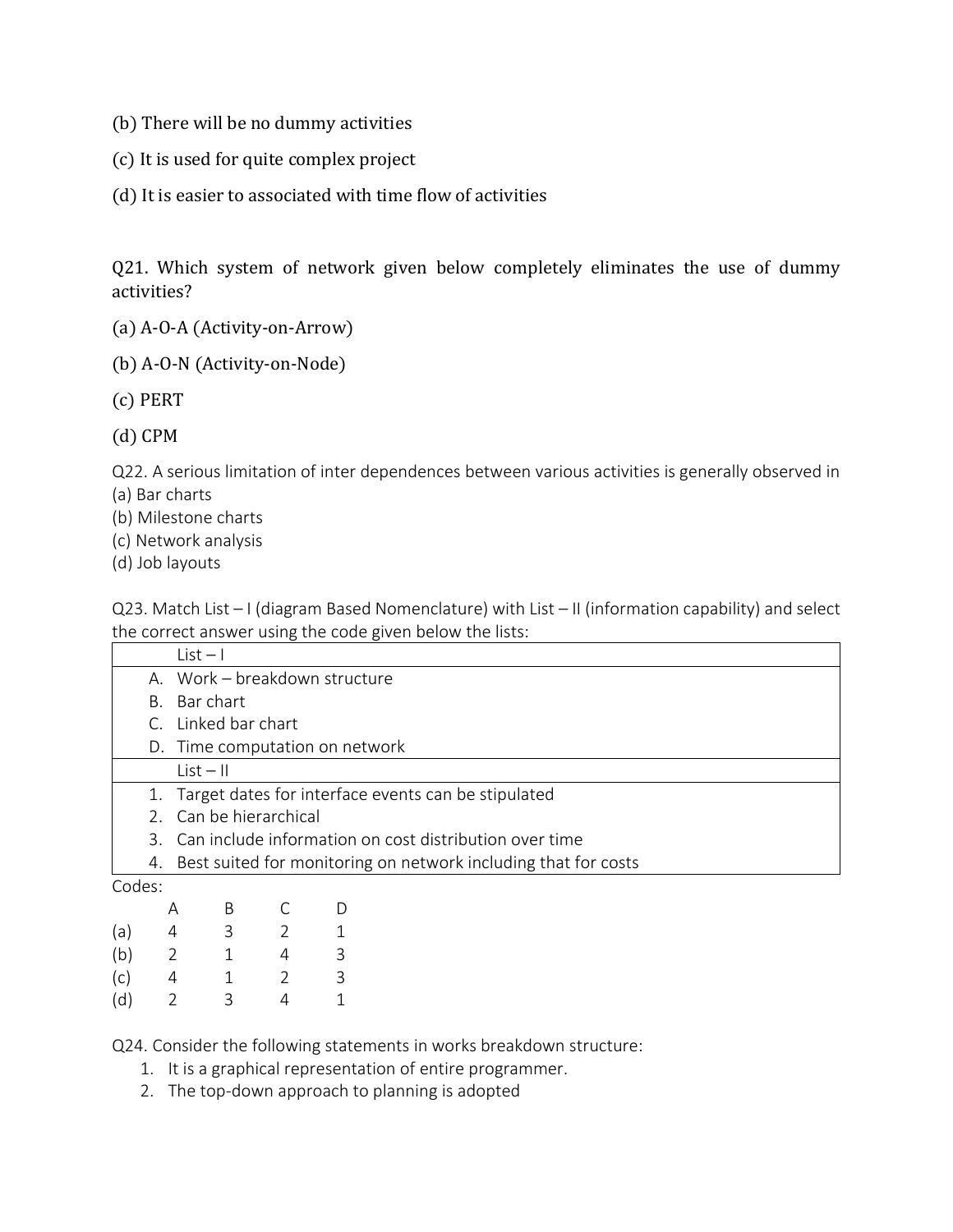(b) There will be no dummy activities

(c) It is used for quite complex project

(d) It is easier to associated with time flow of activities

Q21. Which system of network given below completely eliminates the use of dummy activities?

(a) A-O-A (Activity-on-Arrow)

(b) A-O-N (Activity-on-Node)

(c) PERT

(d) CPM

Q22. A serious limitation of inter dependences between various activities is generally observed in
(a) Bar charts
(b) Milestone charts
(c) Network analysis
(d) Job layouts

Q23. Match List – I (diagram Based Nomenclature) with List – II (information capability) and select the correct answer using the code given below the lists:

| List – I |
|---|
| A. Work – breakdown structure |
| B. Bar chart |
| C. Linked bar chart |
| D. Time computation on network |
| **List – II** |
| 1. Target dates for interface events can be stipulated |
| 2. Can be hierarchical |
| 3. Can include information on cost distribution over time |
| 4. Best suited for monitoring on network including that for costs |

Codes:

| | A | B | C | D |
|---|---|---|---|---|
| (a) | 4 | 3 | 2 | 1 |
| (b) | 2 | 1 | 4 | 3 |
| (c) | 4 | 1 | 2 | 3 |
| (d) | 2 | 3 | 4 | 1 |

Q24. Consider the following statements in works breakdown structure:

1. It is a graphical representation of entire programmer.
2. The top-down approach to planning is adopted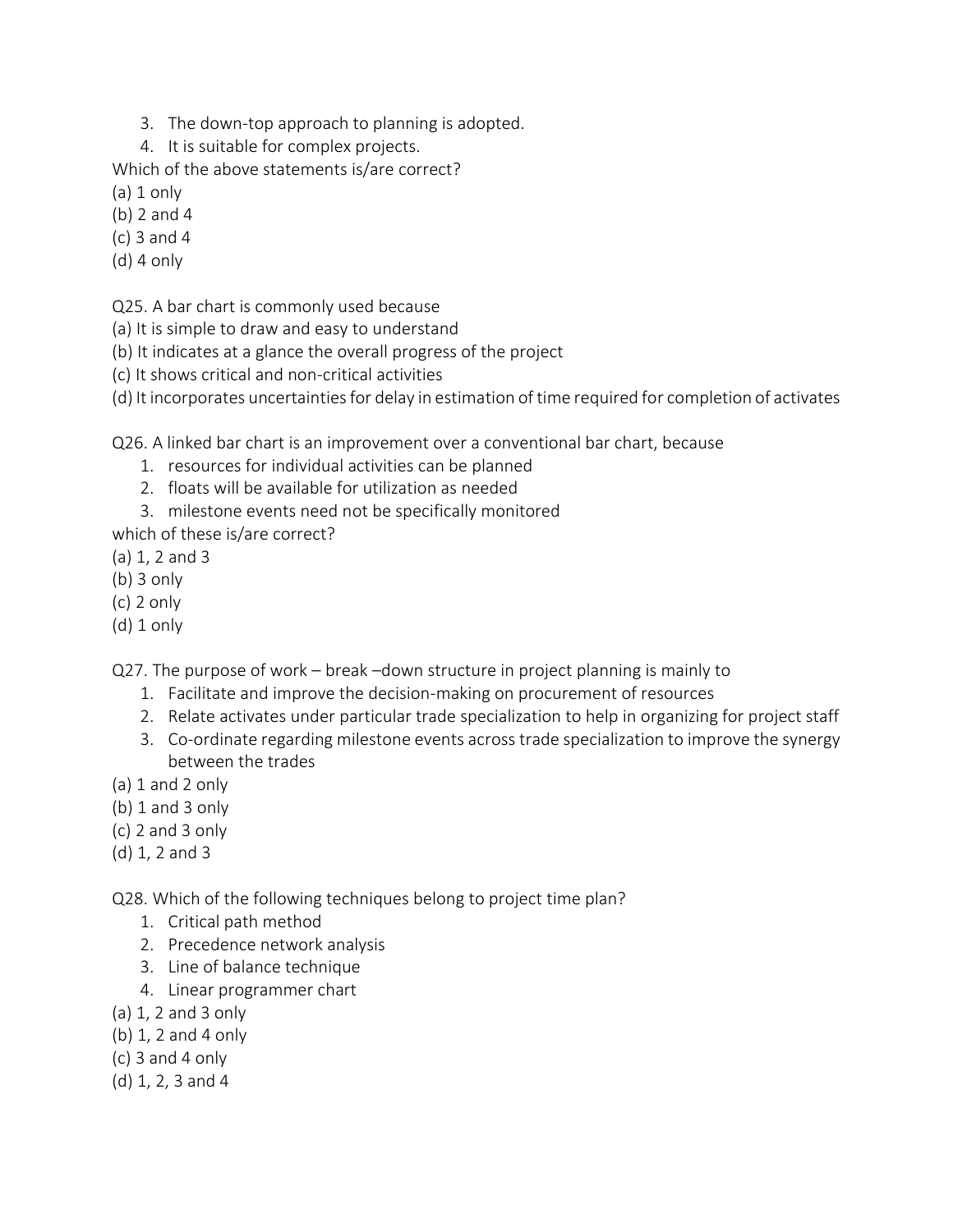3. The down-top approach to planning is adopted.
4. It is suitable for complex projects.

Which of the above statements is/are correct?
(a) 1 only
(b) 2 and 4
(c) 3 and 4
(d) 4 only

Q25. A bar chart is commonly used because
(a) It is simple to draw and easy to understand
(b) It indicates at a glance the overall progress of the project
(c) It shows critical and non-critical activities
(d) It incorporates uncertainties for delay in estimation of time required for completion of activates

Q26. A linked bar chart is an improvement over a conventional bar chart, because
1. resources for individual activities can be planned
2. floats will be available for utilization as needed
3. milestone events need not be specifically monitored

which of these is/are correct?
(a) 1, 2 and 3
(b) 3 only
(c) 2 only
(d) 1 only

Q27. The purpose of work – break –down structure in project planning is mainly to
1. Facilitate and improve the decision-making on procurement of resources
2. Relate activates under particular trade specialization to help in organizing for project staff
3. Co-ordinate regarding milestone events across trade specialization to improve the synergy between the trades

(a) 1 and 2 only
(b) 1 and 3 only
(c) 2 and 3 only
(d) 1, 2 and 3

Q28. Which of the following techniques belong to project time plan?
1. Critical path method
2. Precedence network analysis
3. Line of balance technique
4. Linear programmer chart

(a) 1, 2 and 3 only
(b) 1, 2 and 4 only
(c) 3 and 4 only
(d) 1, 2, 3 and 4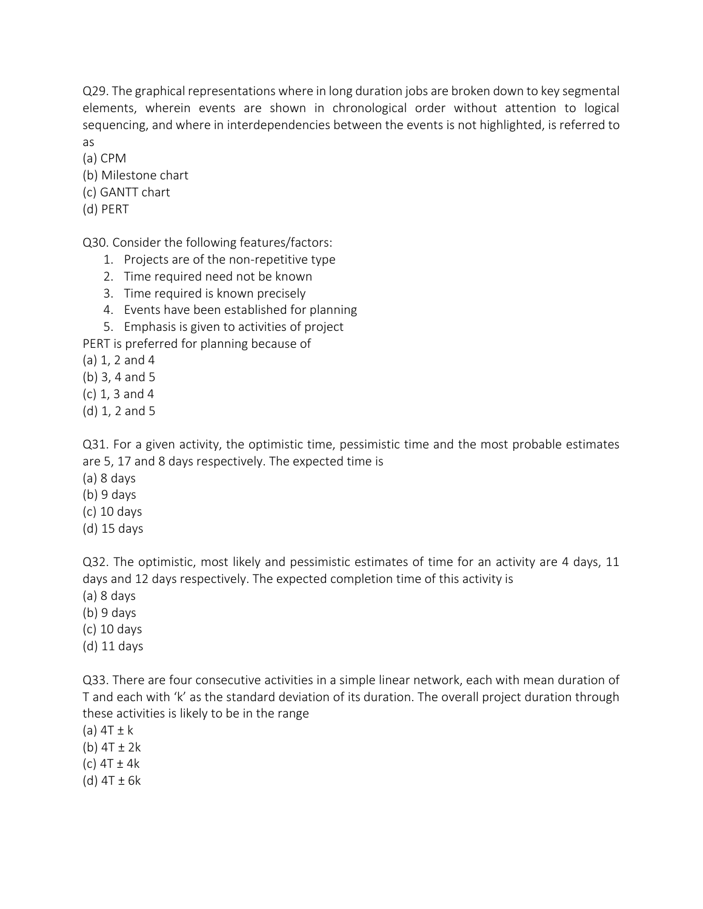Q29. The graphical representations where in long duration jobs are broken down to key segmental elements, wherein events are shown in chronological order without attention to logical sequencing, and where in interdependencies between the events is not highlighted, is referred to as

(a) CPM
(b) Milestone chart
(c) GANTT chart
(d) PERT

Q30. Consider the following features/factors:

1. Projects are of the non-repetitive type
2. Time required need not be known
3. Time required is known precisely
4. Events have been established for planning
5. Emphasis is given to activities of project

PERT is preferred for planning because of

(a) 1, 2 and 4
(b) 3, 4 and 5
(c) 1, 3 and 4
(d) 1, 2 and 5

Q31. For a given activity, the optimistic time, pessimistic time and the most probable estimates are 5, 17 and 8 days respectively. The expected time is

(a) 8 days
(b) 9 days
(c) 10 days
(d) 15 days

Q32. The optimistic, most likely and pessimistic estimates of time for an activity are 4 days, 11 days and 12 days respectively. The expected completion time of this activity is

(a) 8 days
(b) 9 days
(c) 10 days
(d) 11 days

Q33. There are four consecutive activities in a simple linear network, each with mean duration of T and each with 'k' as the standard deviation of its duration. The overall project duration through these activities is likely to be in the range

(a) $4T \pm k$
(b) $4T \pm 2k$
(c) $4T \pm 4k$
(d) $4T \pm 6k$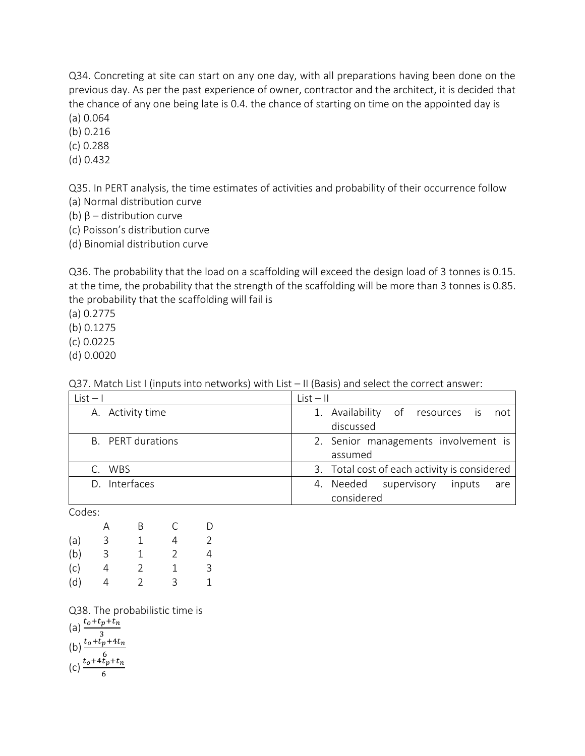Q34. Concreting at site can start on any one day, with all preparations having been done on the previous day. As per the past experience of owner, contractor and the architect, it is decided that the chance of any one being late is 0.4. the chance of starting on time on the appointed day is

(a) 0.064

(b) 0.216

(c) 0.288

(d) 0.432

Q35. In PERT analysis, the time estimates of activities and probability of their occurrence follow

(a) Normal distribution curve

(b) β – distribution curve

(c) Poisson's distribution curve

(d) Binomial distribution curve

Q36. The probability that the load on a scaffolding will exceed the design load of 3 tonnes is 0.15. at the time, the probability that the strength of the scaffolding will be more than 3 tonnes is 0.85. the probability that the scaffolding will fail is

(a) 0.2775

(b) 0.1275

(c) 0.0225

(d) 0.0020

Q37. Match List I (inputs into networks) with List – II (Basis) and select the correct answer:

| List – I | List – II |
|---|---|
| A. Activity time | 1. Availability of resources is not discussed |
| B. PERT durations | 2. Senior managements involvement is assumed |
| C. WBS | 3. Total cost of each activity is considered |
| D. Interfaces | 4. Needed supervisory inputs are considered |

Codes:

| | A | B | C | D |
|---|---|---|---|---|
| (a) | 3 | 1 | 4 | 2 |
| (b) | 3 | 1 | 2 | 4 |
| (c) | 4 | 2 | 1 | 3 |
| (d) | 4 | 2 | 3 | 1 |

Q38. The probabilistic time is

(a) $\frac{t_o+t_p+t_n}{3}$

(b) $\frac{t_o+t_p+4t_n}{6}$

(c) $\frac{t_o+4t_p+t_n}{6}$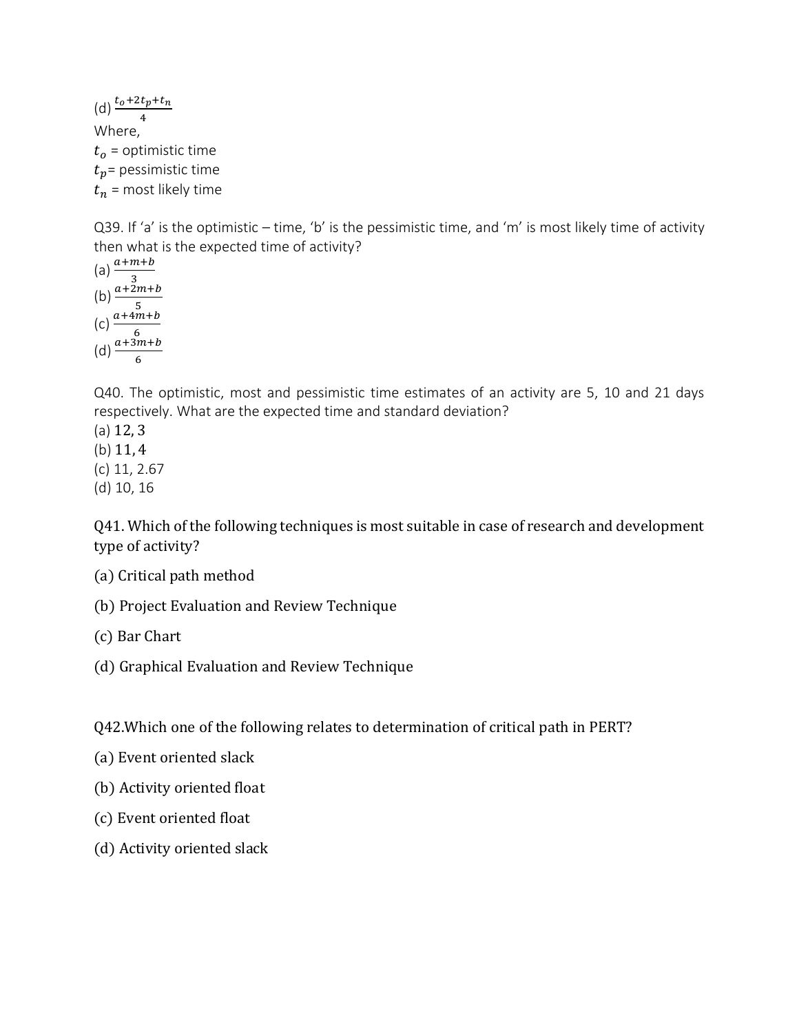(d) $\frac{t_o+2t_p+t_n}{4}$

Where,

$t_o$ = optimistic time

$t_p$= pessimistic time

$t_n$ = most likely time

Q39. If 'a' is the optimistic – time, 'b' is the pessimistic time, and 'm' is most likely time of activity then what is the expected time of activity?

(a) $\frac{a+m+b}{3}$

(b) $\frac{a+2m+b}{5}$

(c) $\frac{a+4m+b}{6}$

(d) $\frac{a+3m+b}{6}$

Q40. The optimistic, most and pessimistic time estimates of an activity are 5, 10 and 21 days respectively. What are the expected time and standard deviation?

(a) 12, 3

(b) 11, 4

(c) 11, 2.67

(d) 10, 16

Q41. Which of the following techniques is most suitable in case of research and development type of activity?

(a) Critical path method

(b) Project Evaluation and Review Technique

(c) Bar Chart

(d) Graphical Evaluation and Review Technique

Q42.Which one of the following relates to determination of critical path in PERT?

(a) Event oriented slack

(b) Activity oriented float

(c) Event oriented float

(d) Activity oriented slack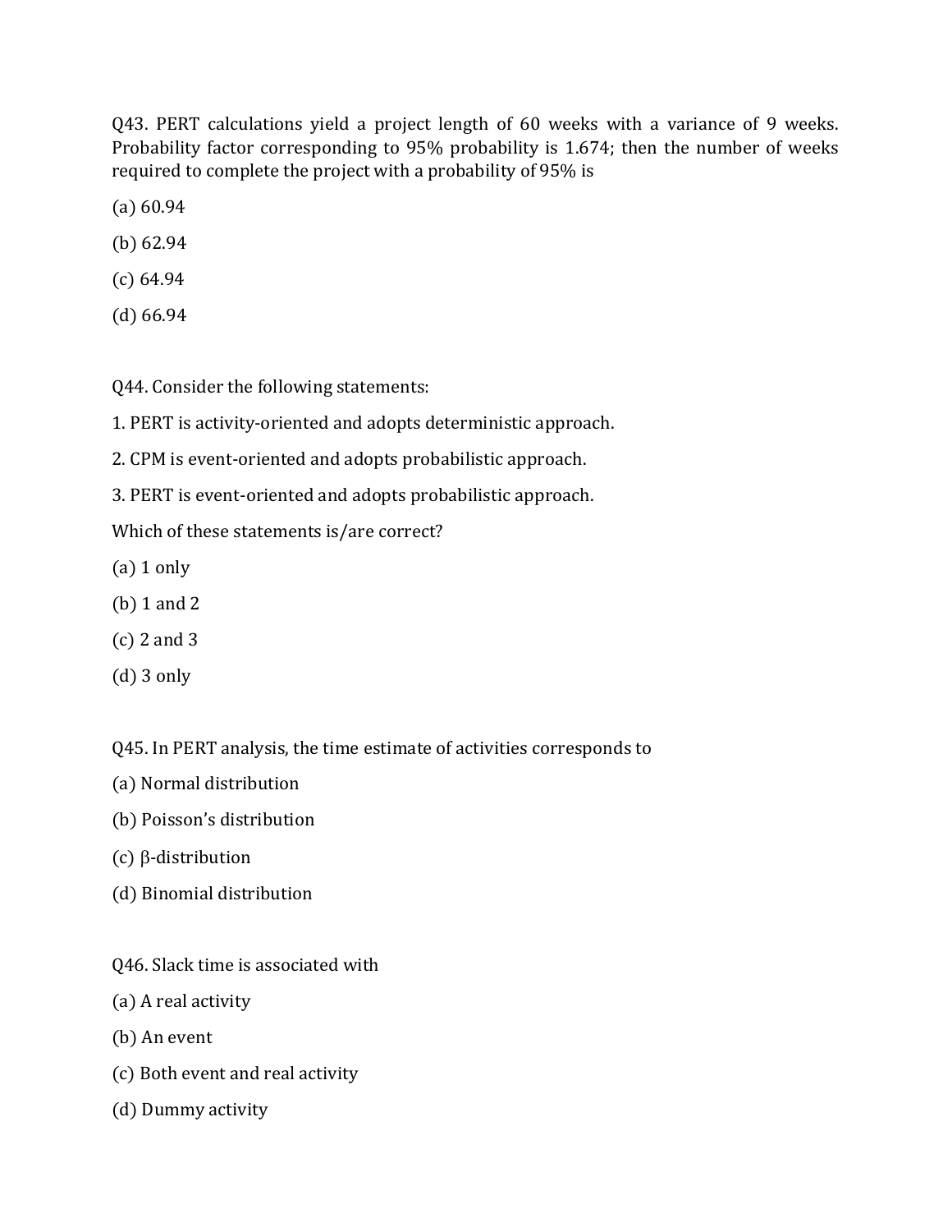Q43. PERT calculations yield a project length of 60 weeks with a variance of 9 weeks. Probability factor corresponding to 95% probability is 1.674; then the number of weeks required to complete the project with a probability of 95% is

(a) 60.94

(b) 62.94

(c) 64.94

(d) 66.94

Q44. Consider the following statements:

1. PERT is activity-oriented and adopts deterministic approach.

2. CPM is event-oriented and adopts probabilistic approach.

3. PERT is event-oriented and adopts probabilistic approach.

Which of these statements is/are correct?

(a) 1 only

(b) 1 and 2

(c) 2 and 3

(d) 3 only

Q45. In PERT analysis, the time estimate of activities corresponds to

(a) Normal distribution

(b) Poisson's distribution

(c) β-distribution

(d) Binomial distribution

Q46. Slack time is associated with

(a) A real activity

(b) An event

(c) Both event and real activity

(d) Dummy activity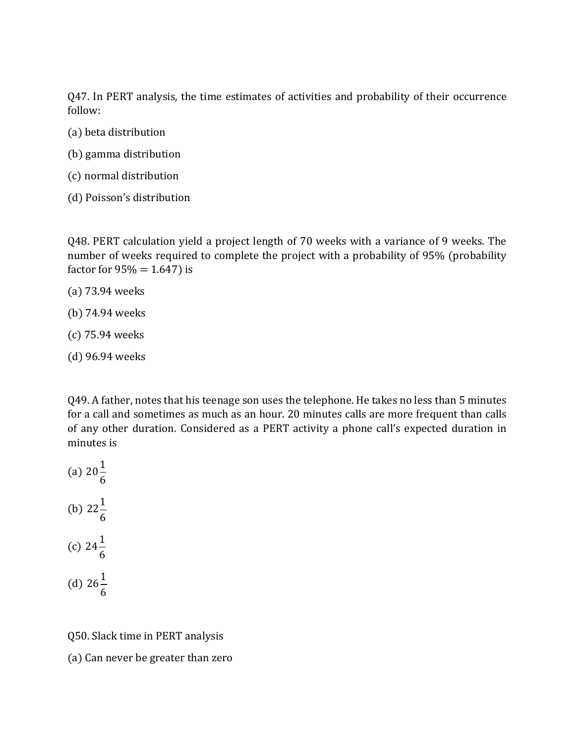Q47. In PERT analysis, the time estimates of activities and probability of their occurrence follow:

(a) beta distribution

(b) gamma distribution

(c) normal distribution

(d) Poisson's distribution

Q48. PERT calculation yield a project length of 70 weeks with a variance of 9 weeks. The number of weeks required to complete the project with a probability of 95% (probability factor for 95% = 1.647) is

(a) 73.94 weeks

(b) 74.94 weeks

(c) 75.94 weeks

(d) 96.94 weeks

Q49. A father, notes that his teenage son uses the telephone. He takes no less than 5 minutes for a call and sometimes as much as an hour. 20 minutes calls are more frequent than calls of any other duration. Considered as a PERT activity a phone call's expected duration in minutes is

(a) $20\frac{1}{6}$

(b) $22\frac{1}{6}$

(c) $24\frac{1}{6}$

(d) $26\frac{1}{6}$

Q50. Slack time in PERT analysis

(a) Can never be greater than zero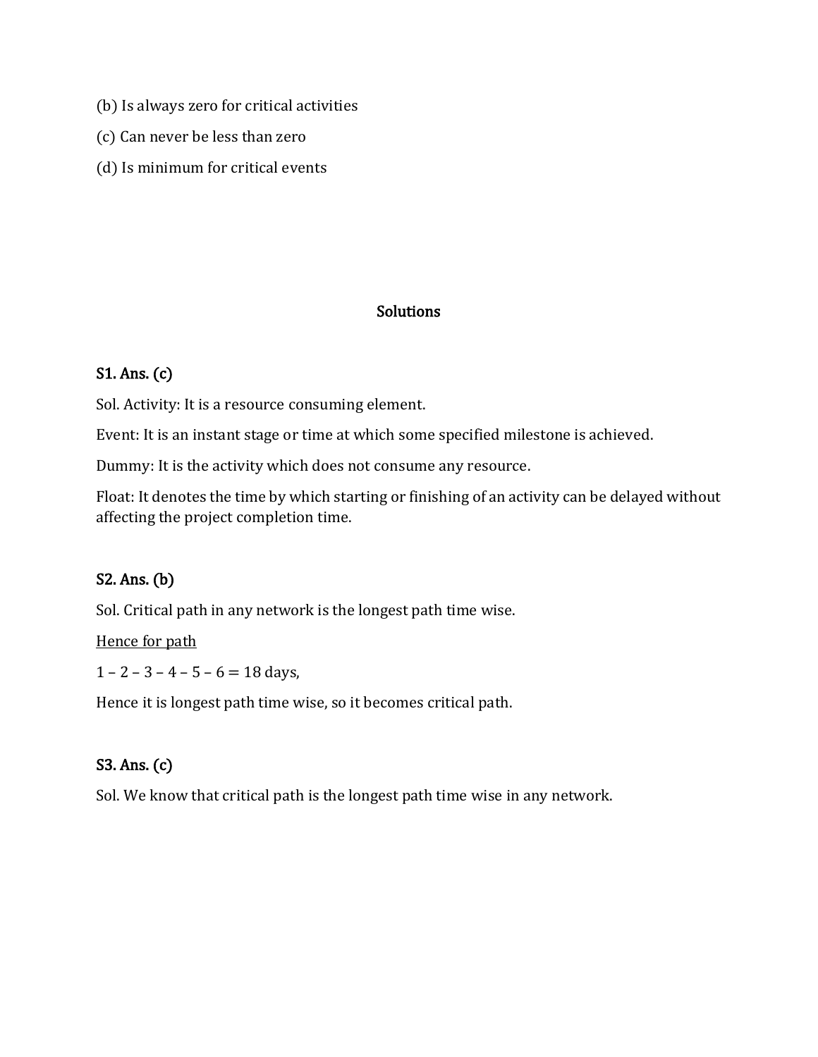(b) Is always zero for critical activities

(c) Can never be less than zero

(d) Is minimum for critical events

## Solutions

**S1. Ans. (c)**

Sol. Activity: It is a resource consuming element.

Event: It is an instant stage or time at which some specified milestone is achieved.

Dummy: It is the activity which does not consume any resource.

Float: It denotes the time by which starting or finishing of an activity can be delayed without affecting the project completion time.

**S2. Ans. (b)**

Sol. Critical path in any network is the longest path time wise.

<u>Hence for path</u>

1 – 2 – 3 – 4 – 5 – 6 = 18 days,

Hence it is longest path time wise, so it becomes critical path.

**S3. Ans. (c)**

Sol. We know that critical path is the longest path time wise in any network.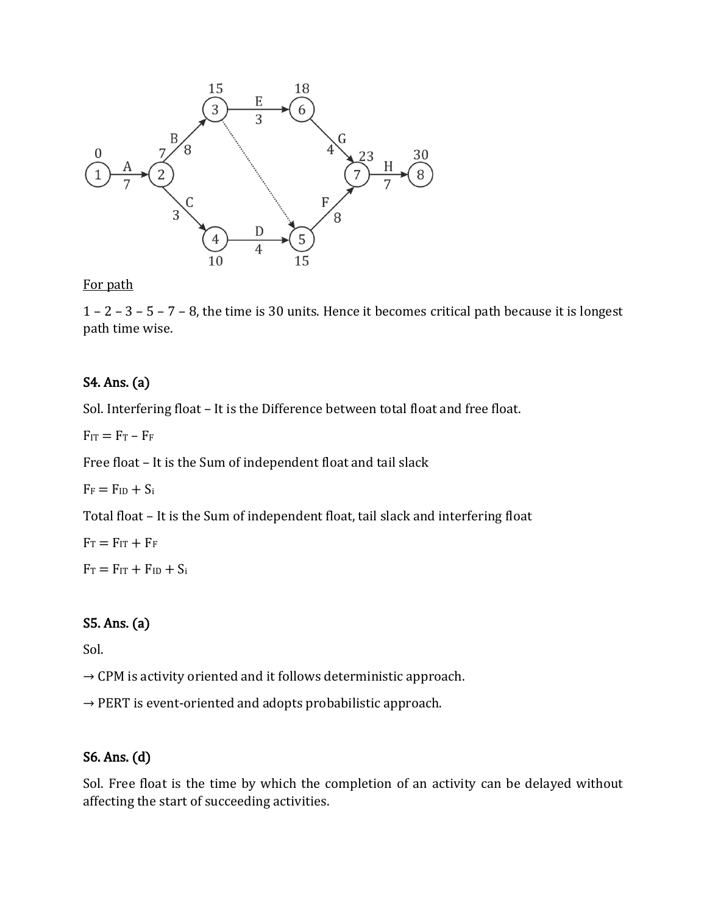For path

1 – 2 – 3 – 5 – 7 – 8, the time is 30 units. Hence it becomes critical path because it is longest path time wise.

**S4. Ans. (a)**

Sol. Interfering float – It is the Difference between total float and free float.

$F_{IT} = F_T - F_F$

Free float – It is the Sum of independent float and tail slack

$F_F = F_{ID} + S_i$

Total float – It is the Sum of independent float, tail slack and interfering float

$F_T = F_{IT} + F_F$

$F_T = F_{IT} + F_{ID} + S_i$

**S5. Ans. (a)**

Sol.

→ CPM is activity oriented and it follows deterministic approach.

→ PERT is event-oriented and adopts probabilistic approach.

**S6. Ans. (d)**

Sol. Free float is the time by which the completion of an activity can be delayed without affecting the start of succeeding activities.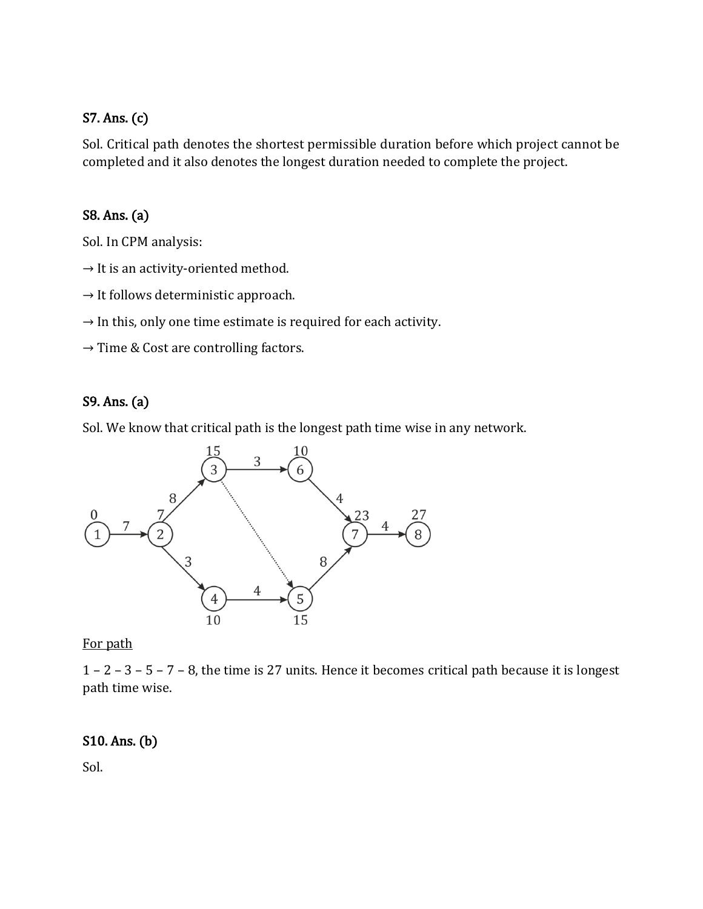### S7. Ans. (c)

Sol. Critical path denotes the shortest permissible duration before which project cannot be completed and it also denotes the longest duration needed to complete the project.

### S8. Ans. (a)

Sol. In CPM analysis:

→ It is an activity-oriented method.

→ It follows deterministic approach.

→ In this, only one time estimate is required for each activity.

→ Time & Cost are controlling factors.

### S9. Ans. (a)

Sol. We know that critical path is the longest path time wise in any network.

<u>For path</u>

1 – 2 – 3 – 5 – 7 – 8, the time is 27 units. Hence it becomes critical path because it is longest path time wise.

### S10. Ans. (b)

Sol.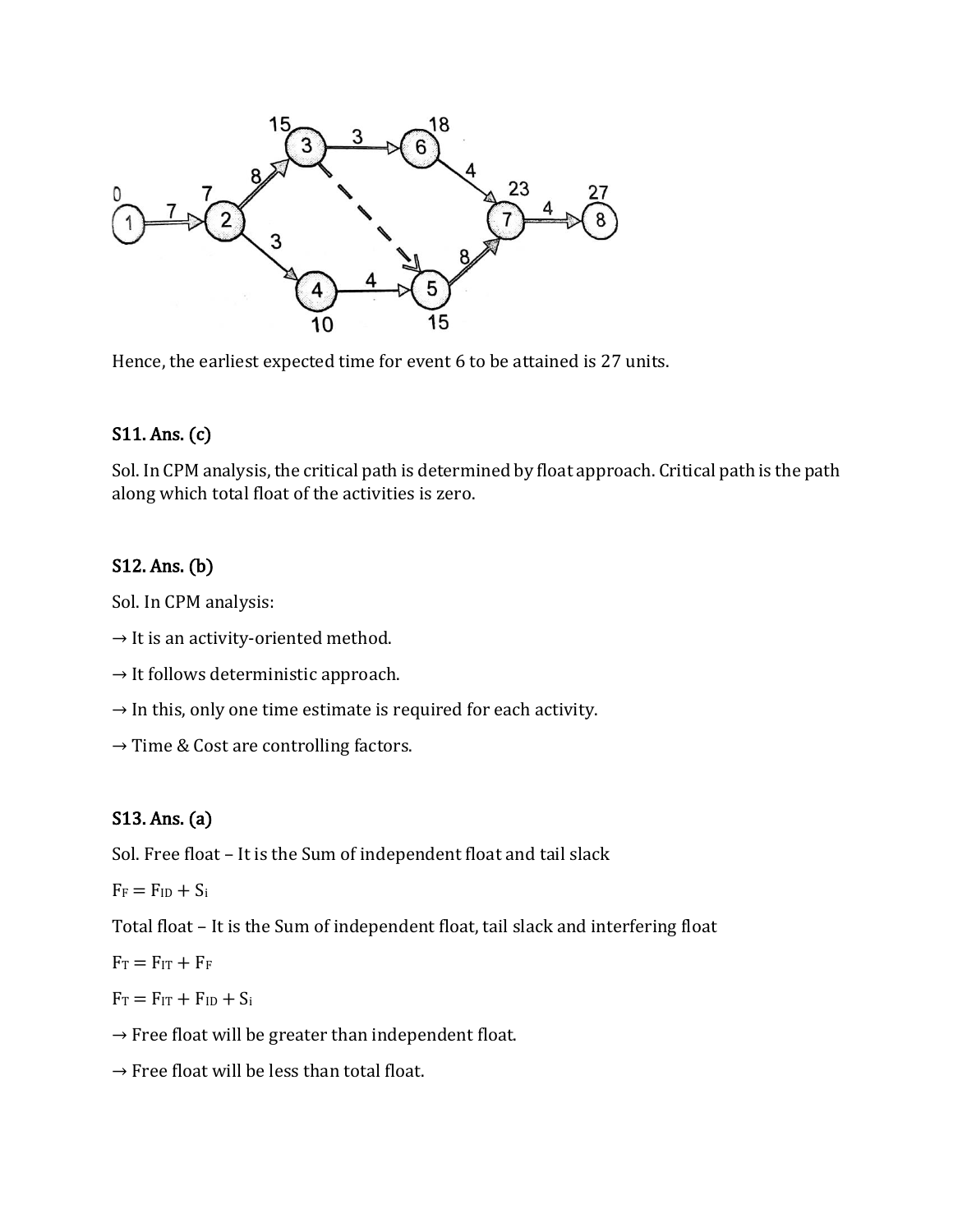Hence, the earliest expected time for event 6 to be attained is 27 units.

## S11. Ans. (c)

Sol. In CPM analysis, the critical path is determined by float approach. Critical path is the path along which total float of the activities is zero.

## S12. Ans. (b)

Sol. In CPM analysis:

→ It is an activity-oriented method.

→ It follows deterministic approach.

→ In this, only one time estimate is required for each activity.

→ Time & Cost are controlling factors.

## S13. Ans. (a)

Sol. Free float – It is the Sum of independent float and tail slack

$F_F = F_{ID} + S_i$

Total float – It is the Sum of independent float, tail slack and interfering float

$F_T = F_{IT} + F_F$

$F_T = F_{IT} + F_{ID} + S_i$

→ Free float will be greater than independent float.

→ Free float will be less than total float.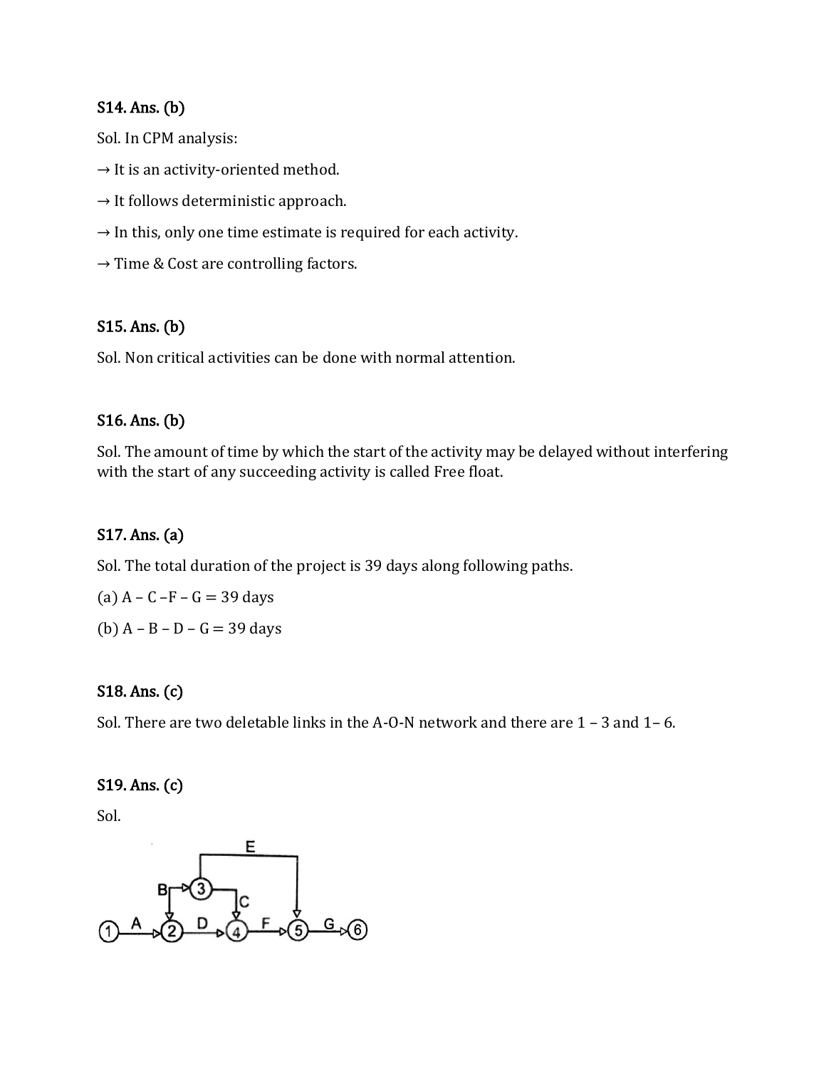**S14. Ans. (b)**

Sol. In CPM analysis:

→ It is an activity-oriented method.

→ It follows deterministic approach.

→ In this, only one time estimate is required for each activity.

→ Time & Cost are controlling factors.

**S15. Ans. (b)**

Sol. Non critical activities can be done with normal attention.

**S16. Ans. (b)**

Sol. The amount of time by which the start of the activity may be delayed without interfering with the start of any succeeding activity is called Free float.

**S17. Ans. (a)**

Sol. The total duration of the project is 39 days along following paths.

(a) A – C –F – G = 39 days

(b) A – B – D – G = 39 days

**S18. Ans. (c)**

Sol. There are two deletable links in the A-O-N network and there are 1 – 3 and 1– 6.

**S19. Ans. (c)**

Sol.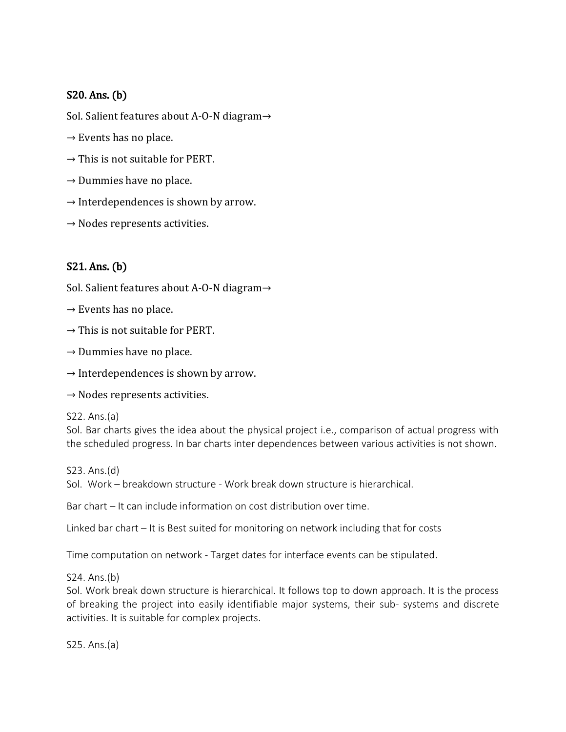## S20. Ans. (b)

Sol. Salient features about A-O-N diagram→

→ Events has no place.

→ This is not suitable for PERT.

→ Dummies have no place.

→ Interdependences is shown by arrow.

→ Nodes represents activities.

## S21. Ans. (b)

Sol. Salient features about A-O-N diagram→

→ Events has no place.

→ This is not suitable for PERT.

→ Dummies have no place.

→ Interdependences is shown by arrow.

→ Nodes represents activities.

S22. Ans.(a)
Sol. Bar charts gives the idea about the physical project i.e., comparison of actual progress with the scheduled progress. In bar charts inter dependences between various activities is not shown.

S23. Ans.(d)
Sol. Work – breakdown structure - Work break down structure is hierarchical.

Bar chart – It can include information on cost distribution over time.

Linked bar chart – It is Best suited for monitoring on network including that for costs

Time computation on network - Target dates for interface events can be stipulated.

S24. Ans.(b)
Sol. Work break down structure is hierarchical. It follows top to down approach. It is the process of breaking the project into easily identifiable major systems, their sub- systems and discrete activities. It is suitable for complex projects.

S25. Ans.(a)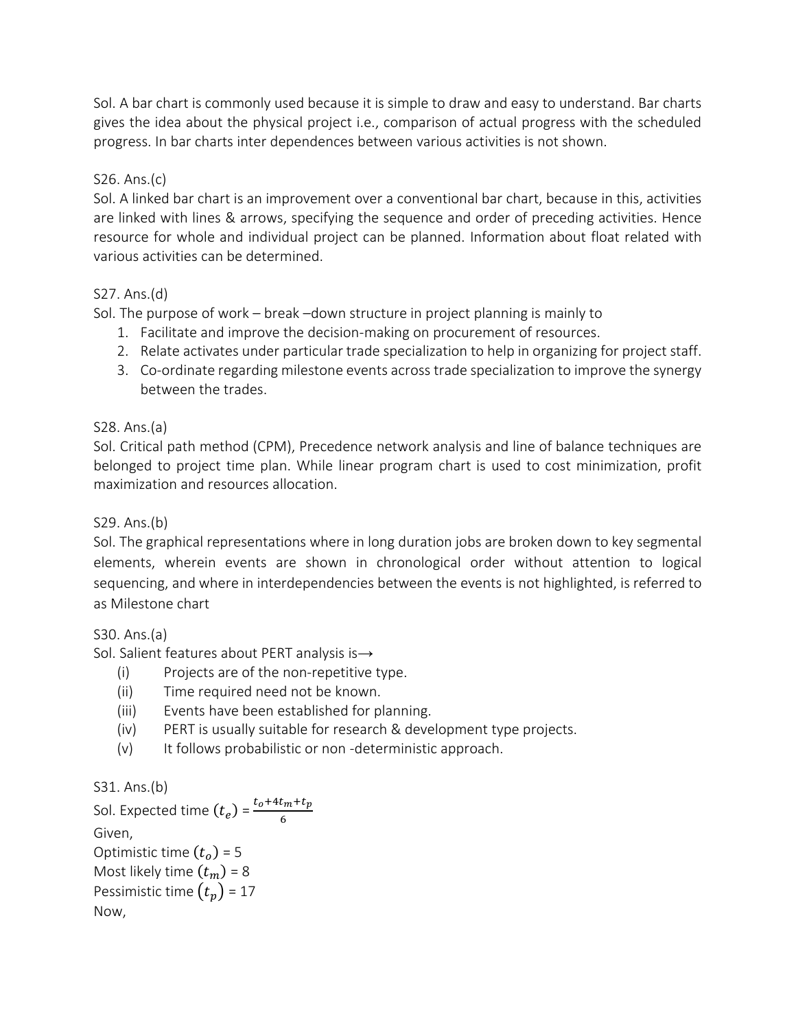Sol. A bar chart is commonly used because it is simple to draw and easy to understand. Bar charts gives the idea about the physical project i.e., comparison of actual progress with the scheduled progress. In bar charts inter dependences between various activities is not shown.

S26. Ans.(c)
Sol. A linked bar chart is an improvement over a conventional bar chart, because in this, activities are linked with lines & arrows, specifying the sequence and order of preceding activities. Hence resource for whole and individual project can be planned. Information about float related with various activities can be determined.

S27. Ans.(d)
Sol. The purpose of work – break –down structure in project planning is mainly to

1. Facilitate and improve the decision-making on procurement of resources.
2. Relate activates under particular trade specialization to help in organizing for project staff.
3. Co-ordinate regarding milestone events across trade specialization to improve the synergy between the trades.

S28. Ans.(a)
Sol. Critical path method (CPM), Precedence network analysis and line of balance techniques are belonged to project time plan. While linear program chart is used to cost minimization, profit maximization and resources allocation.

S29. Ans.(b)
Sol. The graphical representations where in long duration jobs are broken down to key segmental elements, wherein events are shown in chronological order without attention to logical sequencing, and where in interdependencies between the events is not highlighted, is referred to as Milestone chart

S30. Ans.(a)
Sol. Salient features about PERT analysis is→

(i) Projects are of the non-repetitive type.
(ii) Time required need not be known.
(iii) Events have been established for planning.
(iv) PERT is usually suitable for research & development type projects.
(v) It follows probabilistic or non -deterministic approach.

S31. Ans.(b)
Sol. Expected time $(t_e)$ = $\frac{t_o+4t_m+t_p}{6}$
Given,
Optimistic time $(t_o)$ = 5
Most likely time $(t_m)$ = 8
Pessimistic time $(t_p)$ = 17
Now,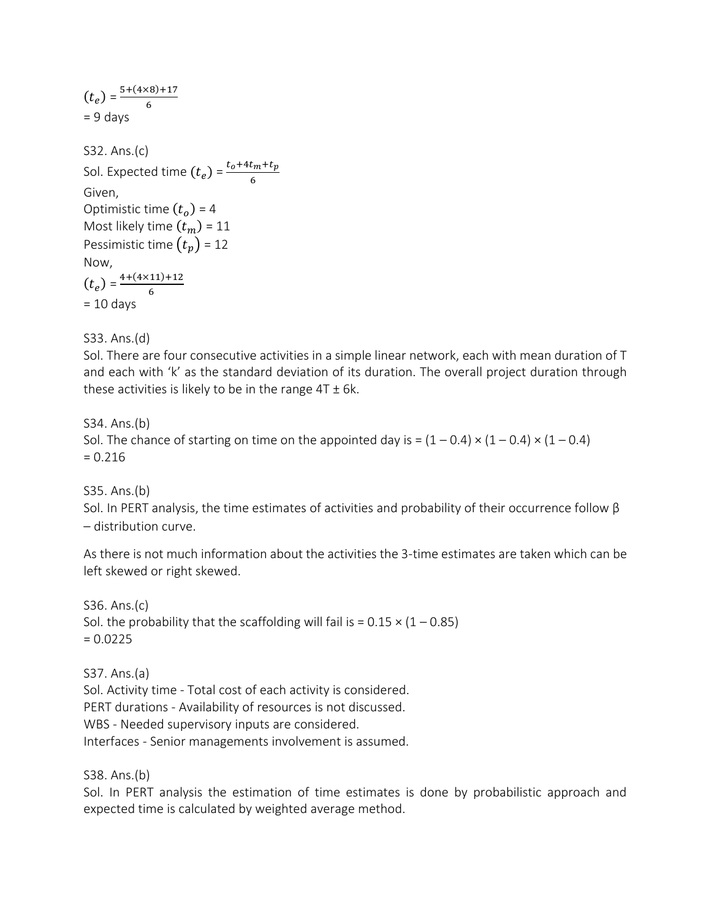$(t_e) = \frac{5+(4\times8)+17}{6}$
= 9 days

S32. Ans.(c)
Sol. Expected time $(t_e) = \frac{t_o+4t_m+t_p}{6}$
Given,
Optimistic time $(t_o)$ = 4
Most likely time $(t_m)$ = 11
Pessimistic time $(t_p)$ = 12
Now,
$(t_e) = \frac{4+(4\times11)+12}{6}$
= 10 days

S33. Ans.(d)
Sol. There are four consecutive activities in a simple linear network, each with mean duration of T and each with 'k' as the standard deviation of its duration. The overall project duration through these activities is likely to be in the range 4T ± 6k.

S34. Ans.(b)
Sol. The chance of starting on time on the appointed day is = (1 – 0.4) × (1 – 0.4) × (1 – 0.4)
= 0.216

S35. Ans.(b)
Sol. In PERT analysis, the time estimates of activities and probability of their occurrence follow β – distribution curve.

As there is not much information about the activities the 3-time estimates are taken which can be left skewed or right skewed.

S36. Ans.(c)
Sol. the probability that the scaffolding will fail is = 0.15 × (1 – 0.85)
= 0.0225

S37. Ans.(a)
Sol. Activity time - Total cost of each activity is considered.
PERT durations - Availability of resources is not discussed.
WBS - Needed supervisory inputs are considered.
Interfaces - Senior managements involvement is assumed.

S38. Ans.(b)
Sol. In PERT analysis the estimation of time estimates is done by probabilistic approach and expected time is calculated by weighted average method.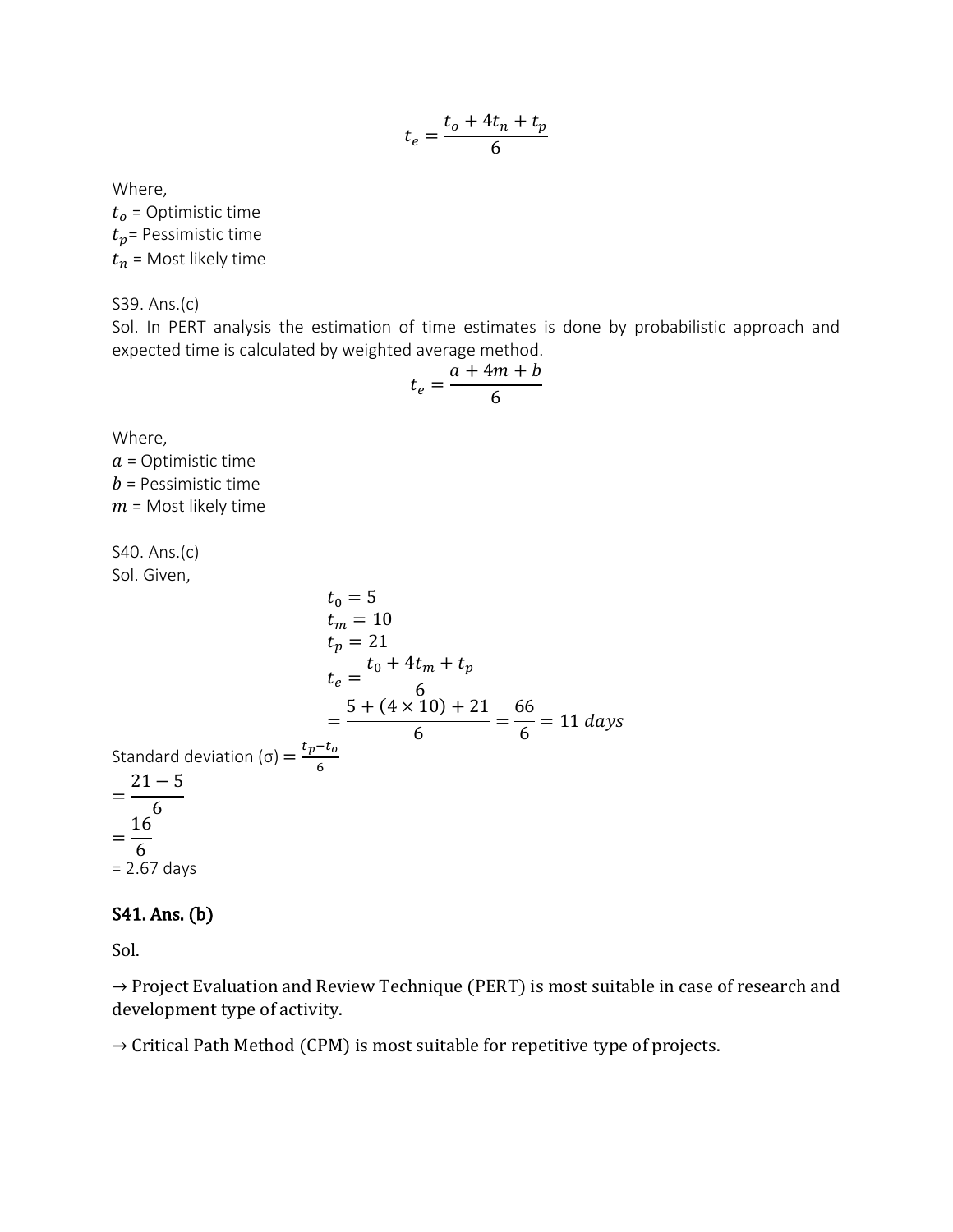$$t_e = \frac{t_o + 4t_n + t_p}{6}$$

Where,
$t_o$ = Optimistic time
$t_p$= Pessimistic time
$t_n$ = Most likely time

S39. Ans.(c)
Sol. In PERT analysis the estimation of time estimates is done by probabilistic approach and expected time is calculated by weighted average method.

$$t_e = \frac{a + 4m + b}{6}$$

Where,
$a$ = Optimistic time
$b$ = Pessimistic time
$m$ = Most likely time

S40. Ans.(c)
Sol. Given,

$$t_0 = 5$$
$$t_m = 10$$
$$t_p = 21$$
$$t_e = \frac{t_0 + 4t_m + t_p}{6}$$
$$= \frac{5 + (4 \times 10) + 21}{6} = \frac{66}{6} = 11\ days$$

Standard deviation (σ) = $\frac{t_p - t_o}{6}$

$$= \frac{21 - 5}{6}$$
$$= \frac{16}{6}$$

= 2.67 days

**S41. Ans. (b)**

Sol.

→ Project Evaluation and Review Technique (PERT) is most suitable in case of research and development type of activity.

→ Critical Path Method (CPM) is most suitable for repetitive type of projects.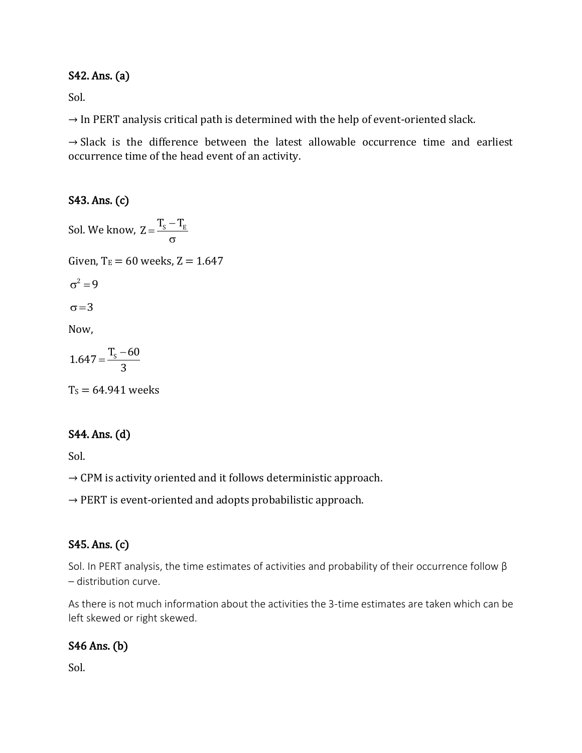### S42. Ans. (a)

Sol.

→ In PERT analysis critical path is determined with the help of event-oriented slack.

→ Slack is the difference between the latest allowable occurrence time and earliest occurrence time of the head event of an activity.

### S43. Ans. (c)

Sol. We know, $Z = \frac{T_S - T_E}{\sigma}$

Given, $T_E = 60$ weeks, $Z = 1.647$

$\sigma^2 = 9$

$\sigma = 3$

Now,

$$1.647 = \frac{T_S - 60}{3}$$

$T_S = 64.941$ weeks

### S44. Ans. (d)

Sol.

→ CPM is activity oriented and it follows deterministic approach.

→ PERT is event-oriented and adopts probabilistic approach.

### S45. Ans. (c)

Sol. In PERT analysis, the time estimates of activities and probability of their occurrence follow β – distribution curve.

As there is not much information about the activities the 3-time estimates are taken which can be left skewed or right skewed.

### S46 Ans. (b)

Sol.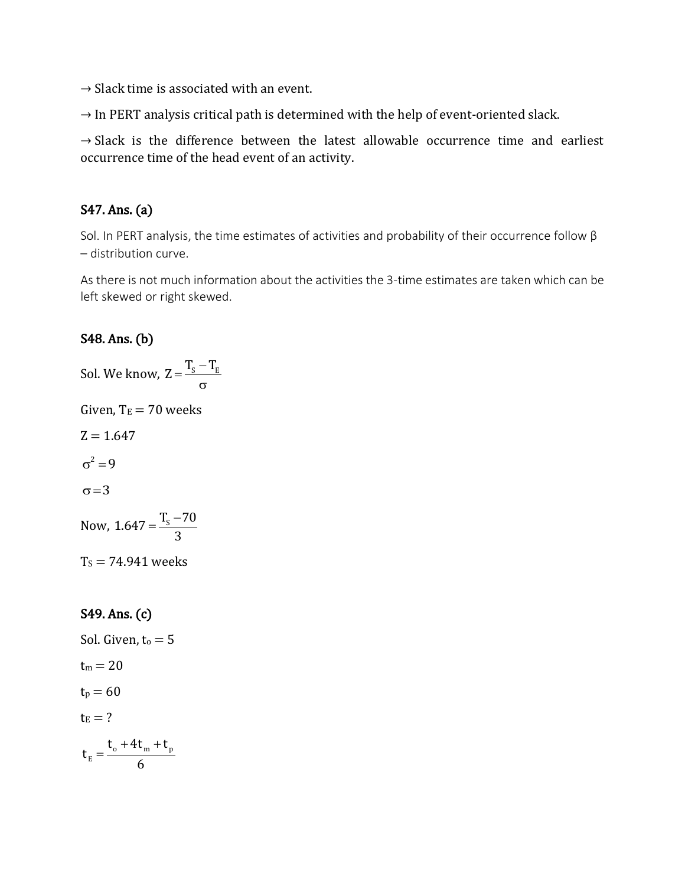→ Slack time is associated with an event.

→ In PERT analysis critical path is determined with the help of event-oriented slack.

→ Slack is the difference between the latest allowable occurrence time and earliest occurrence time of the head event of an activity.

## S47. Ans. (a)

Sol. In PERT analysis, the time estimates of activities and probability of their occurrence follow β – distribution curve.

As there is not much information about the activities the 3-time estimates are taken which can be left skewed or right skewed.

## S48. Ans. (b)

Sol. We know, $Z = \frac{T_S - T_E}{\sigma}$

Given, $T_E = 70$ weeks

$Z = 1.647$

$\sigma^2 = 9$

$\sigma = 3$

Now, $1.647 = \frac{T_S - 70}{3}$

$T_S = 74.941$ weeks

## S49. Ans. (c)

Sol. Given, $t_o = 5$

$t_m = 20$

$t_p = 60$

$t_E = ?$

$$t_E = \frac{t_o + 4t_m + t_p}{6}$$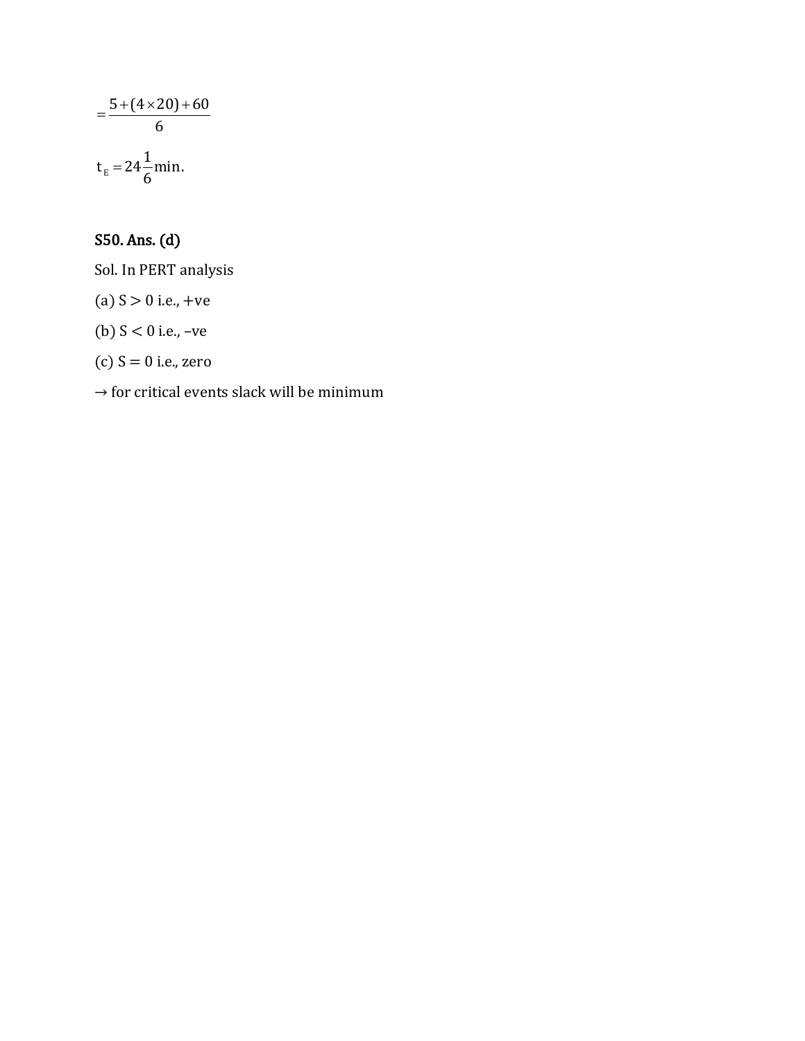$$= \frac{5 + (4 \times 20) + 60}{6}$$

$$t_E = 24\frac{1}{6}\text{min.}$$

**S50. Ans. (d)**

Sol. In PERT analysis

(a) $S > 0$ i.e., +ve

(b) $S < 0$ i.e., –ve

(c) $S = 0$ i.e., zero

→ for critical events slack will be minimum